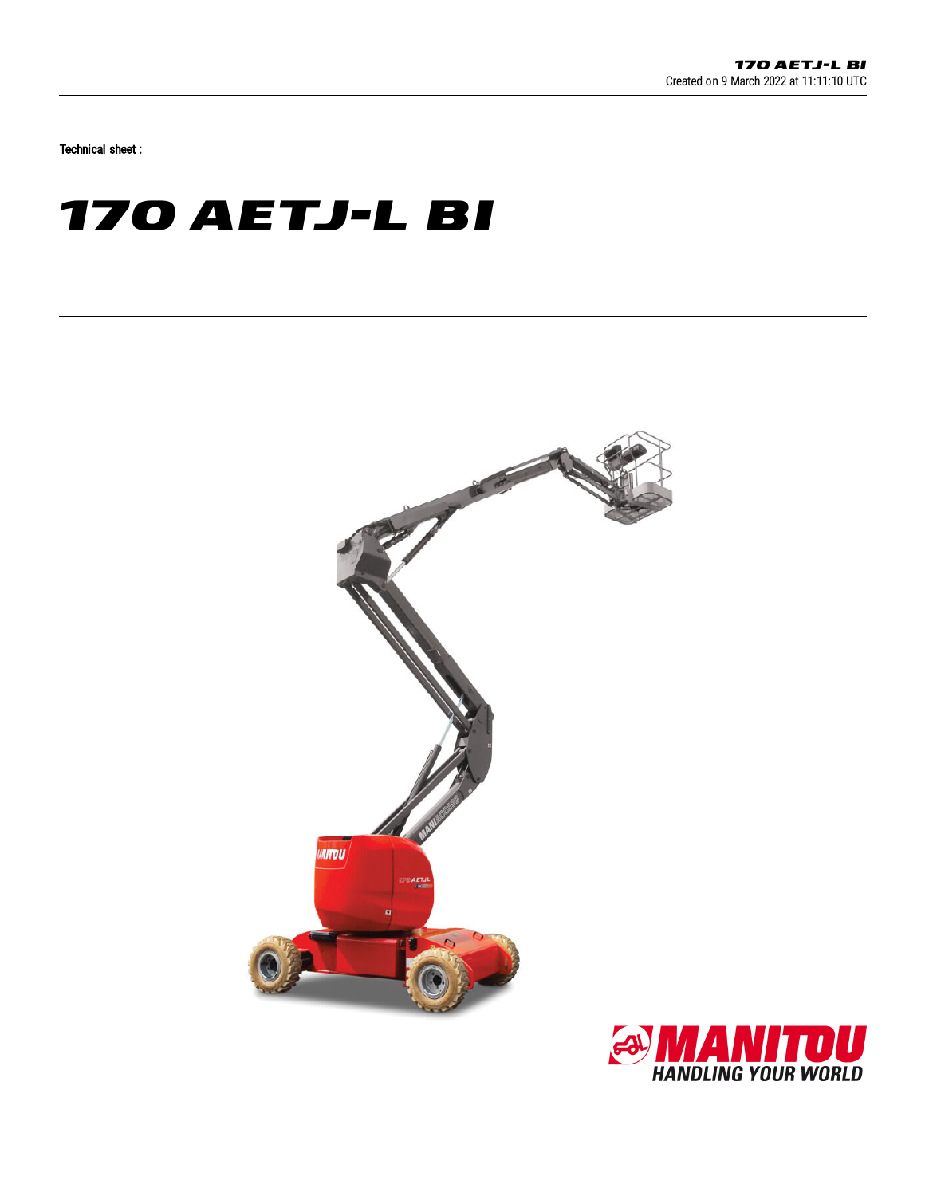Technical sheet :

# 170 AETJ-L BI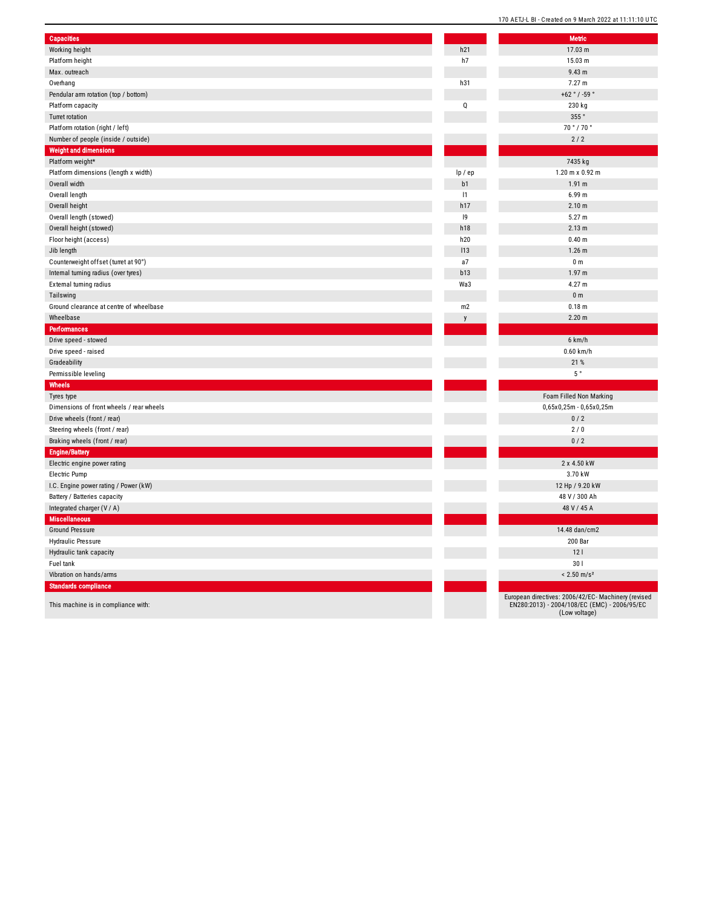| Capacities | | Metric |
|---|---|---|
| Working height | h21 | 17.03 m |
| Platform height | h7 | 15.03 m |
| Max. outreach | | 9.43 m |
| Overhang | h31 | 7.27 m |
| Pendular arm rotation (top / bottom) | | +62 ° / -59 ° |
| Platform capacity | Q | 230 kg |
| Turret rotation | | 355 ° |
| Platform rotation (right / left) | | 70 ° / 70 ° |
| Number of people (inside / outside) | | 2 / 2 |
| **Weight and dimensions** | | |
| Platform weight* | | 7435 kg |
| Platform dimensions (length x width) | lp / ep | 1.20 m x 0.92 m |
| Overall width | b1 | 1.91 m |
| Overall length | l1 | 6.99 m |
| Overall height | h17 | 2.10 m |
| Overall length (stowed) | l9 | 5.27 m |
| Overall height (stowed) | h18 | 2.13 m |
| Floor height (access) | h20 | 0.40 m |
| Jib length | l13 | 1.26 m |
| Counterweight offset (turret at 90°) | a7 | 0 m |
| Internal turning radius (over tyres) | b13 | 1.97 m |
| External turning radius | Wa3 | 4.27 m |
| Tailswing | | 0 m |
| Ground clearance at centre of wheelbase | m2 | 0.18 m |
| Wheelbase | y | 2.20 m |
| **Performances** | | |
| Drive speed - stowed | | 6 km/h |
| Drive speed - raised | | 0.60 km/h |
| Gradeability | | 21 % |
| Permissible leveling | | 5 ° |
| **Wheels** | | |
| Tyres type | | Foam Filled Non Marking |
| Dimensions of front wheels / rear wheels | | 0,65x0,25m - 0,65x0,25m |
| Drive wheels (front / rear) | | 0 / 2 |
| Steering wheels (front / rear) | | 2 / 0 |
| Braking wheels (front / rear) | | 0 / 2 |
| **Engine/Battery** | | |
| Electric engine power rating | | 2 x 4.50 kW |
| Electric Pump | | 3.70 kW |
| I.C. Engine power rating / Power (kW) | | 12 Hp / 9.20 kW |
| Battery / Batteries capacity | | 48 V / 300 Ah |
| Integrated charger (V / A) | | 48 V / 45 A |
| **Miscellaneous** | | |
| Ground Pressure | | 14.48 dan/cm2 |
| Hydraulic Pressure | | 200 Bar |
| Hydraulic tank capacity | | 12 l |
| Fuel tank | | 30 l |
| Vibration on hands/arms | | < 2.50 m/s² |
| **Standards compliance** | | |
| This machine is in compliance with: | | European directives: 2006/42/EC- Machinery (revised EN280:2013) - 2004/108/EC (EMC) - 2006/95/EC (Low voltage) |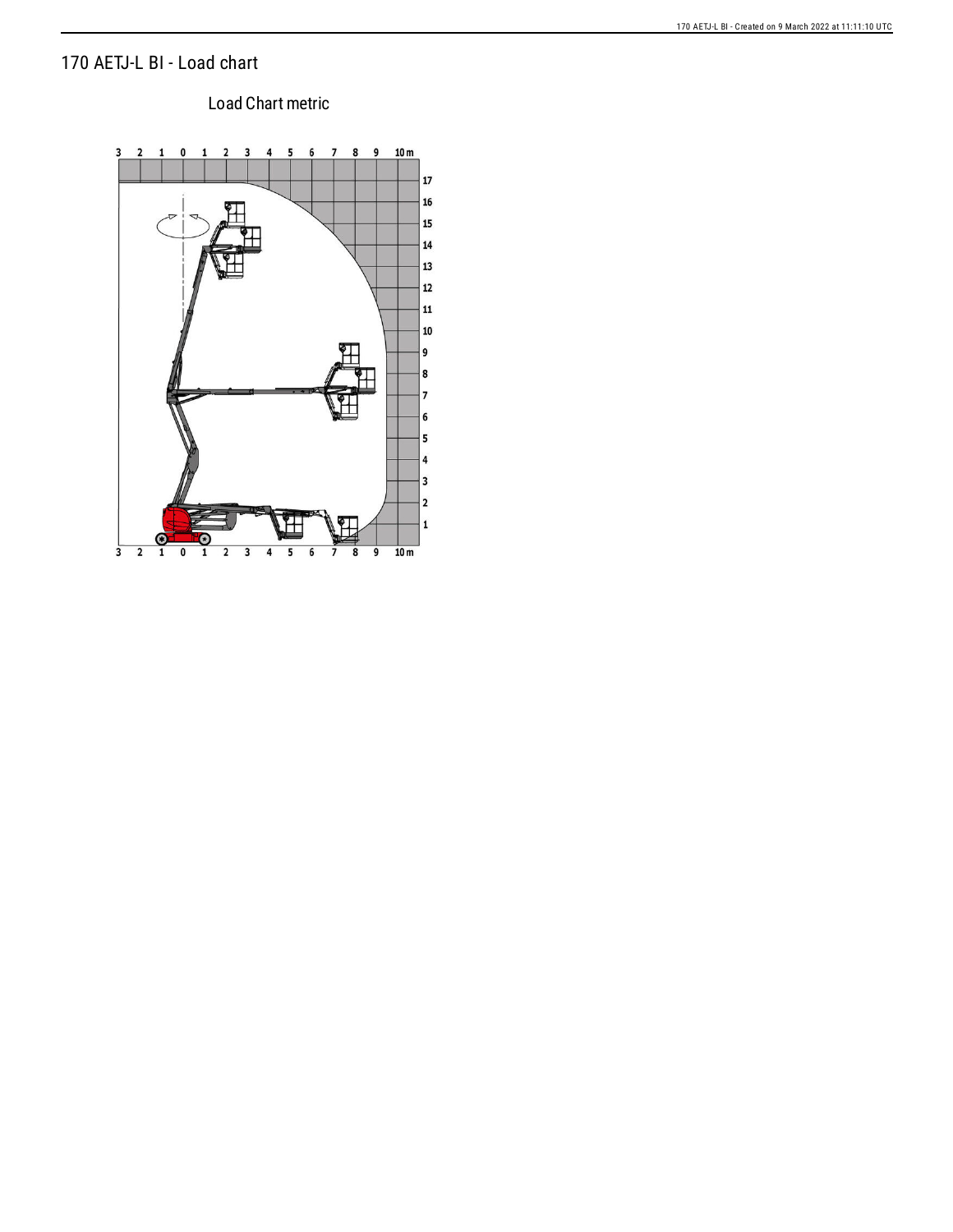# 170 AETJ-L BI - Load chart

Load Chart metric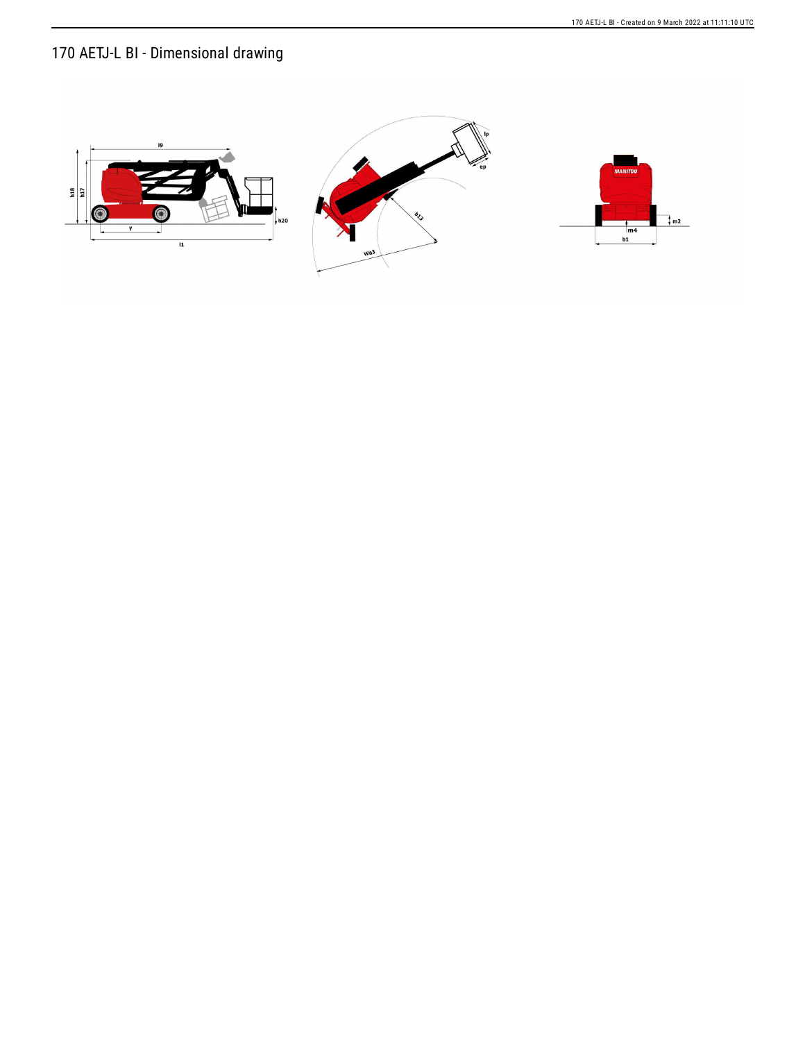# 170 AETJ-L BI - Dimensional drawing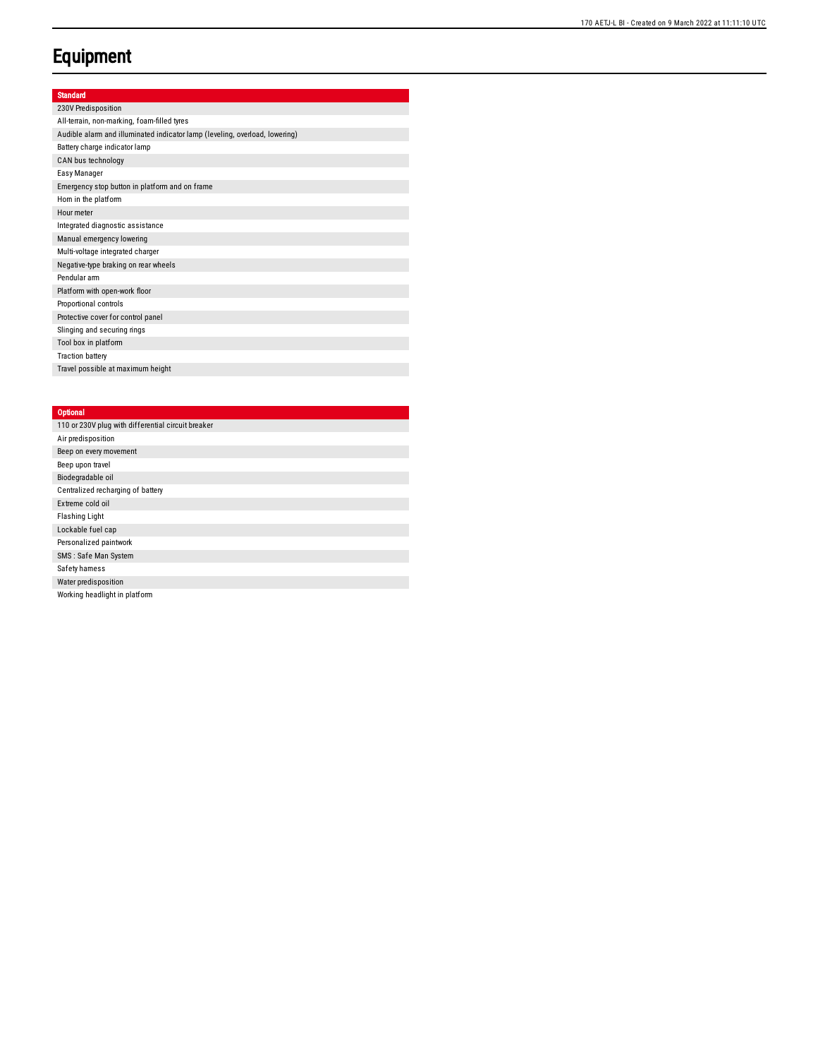# Equipment

| Standard |
| --- |
| 230V Predisposition |
| All-terrain, non-marking, foam-filled tyres |
| Audible alarm and illuminated indicator lamp (leveling, overload, lowering) |
| Battery charge indicator lamp |
| CAN bus technology |
| Easy Manager |
| Emergency stop button in platform and on frame |
| Horn in the platform |
| Hour meter |
| Integrated diagnostic assistance |
| Manual emergency lowering |
| Multi-voltage integrated charger |
| Negative-type braking on rear wheels |
| Pendular arm |
| Platform with open-work floor |
| Proportional controls |
| Protective cover for control panel |
| Slinging and securing rings |
| Tool box in platform |
| Traction battery |
| Travel possible at maximum height |

| Optional |
| --- |
| 110 or 230V plug with differential circuit breaker |
| Air predisposition |
| Beep on every movement |
| Beep upon travel |
| Biodegradable oil |
| Centralized recharging of battery |
| Extreme cold oil |
| Flashing Light |
| Lockable fuel cap |
| Personalized paintwork |
| SMS : Safe Man System |
| Safety harness |
| Water predisposition |
| Working headlight in platform |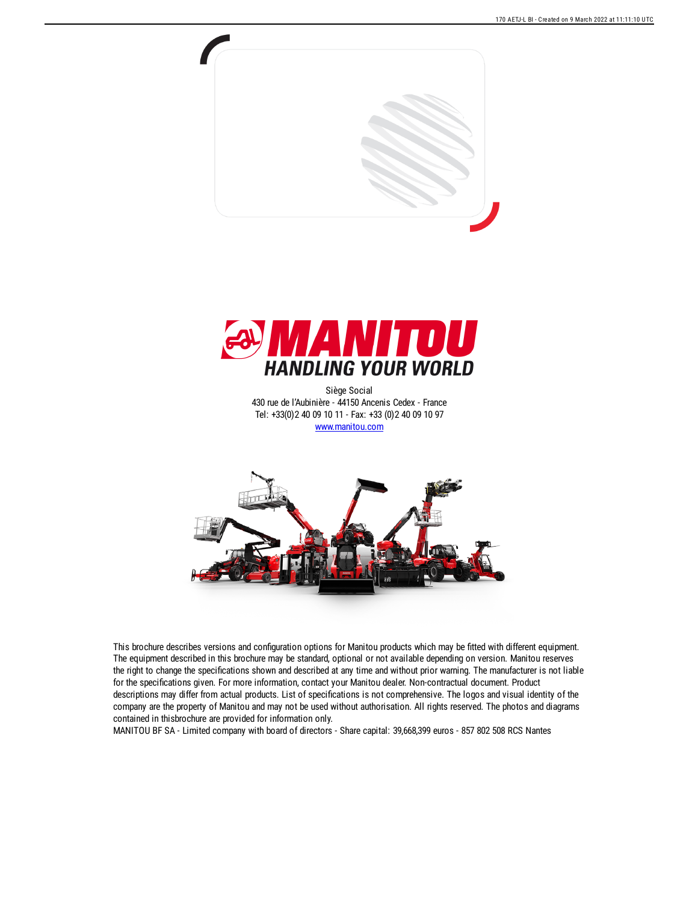MANITOU

HANDLING YOUR WORLD

Siège Social
430 rue de l'Aubinière - 44150 Ancenis Cedex - France
Tel: +33(0)2 40 09 10 11 - Fax: +33 (0)2 40 09 10 97
www.manitou.com

This brochure describes versions and configuration options for Manitou products which may be fitted with different equipment. The equipment described in this brochure may be standard, optional or not available depending on version. Manitou reserves the right to change the specifications shown and described at any time and without prior warning. The manufacturer is not liable for the specifications given. For more information, contact your Manitou dealer. Non-contractual document. Product descriptions may differ from actual products. List of specifications is not comprehensive. The logos and visual identity of the company are the property of Manitou and may not be used without authorisation. All rights reserved. The photos and diagrams contained in thisbrochure are provided for information only.
MANITOU BF SA - Limited company with board of directors - Share capital: 39,668,399 euros - 857 802 508 RCS Nantes